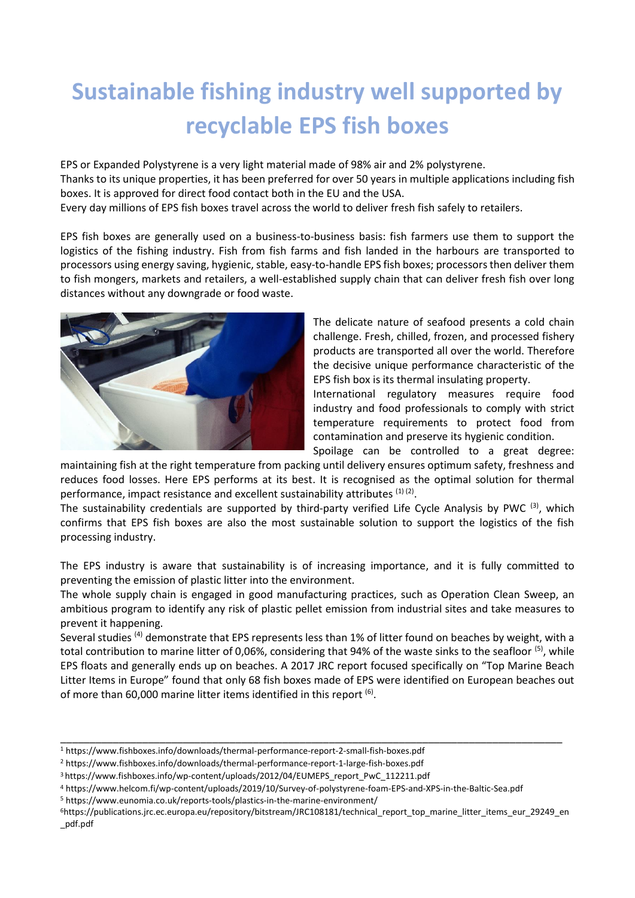# Sustainable fishing industry well supported by recyclable EPS fish boxes

EPS or Expanded Polystyrene is a very light material made of 98% air and 2% polystyrene.
Thanks to its unique properties, it has been preferred for over 50 years in multiple applications including fish boxes. It is approved for direct food contact both in the EU and the USA.
Every day millions of EPS fish boxes travel across the world to deliver fresh fish safely to retailers.

EPS fish boxes are generally used on a business-to-business basis: fish farmers use them to support the logistics of the fishing industry. Fish from fish farms and fish landed in the harbours are transported to processors using energy saving, hygienic, stable, easy-to-handle EPS fish boxes; processors then deliver them to fish mongers, markets and retailers, a well-established supply chain that can deliver fresh fish over long distances without any downgrade or food waste.

The delicate nature of seafood presents a cold chain challenge. Fresh, chilled, frozen, and processed fishery products are transported all over the world. Therefore the decisive unique performance characteristic of the EPS fish box is its thermal insulating property.
International regulatory measures require food industry and food professionals to comply with strict temperature requirements to protect food from contamination and preserve its hygienic condition.
Spoilage can be controlled to a great degree: maintaining fish at the right temperature from packing until delivery ensures optimum safety, freshness and reduces food losses. Here EPS performs at its best. It is recognised as the optimal solution for thermal performance, impact resistance and excellent sustainability attributes [1] [2].
The sustainability credentials are supported by third-party verified Life Cycle Analysis by PWC [3], which confirms that EPS fish boxes are also the most sustainable solution to support the logistics of the fish processing industry.

The EPS industry is aware that sustainability is of increasing importance, and it is fully committed to preventing the emission of plastic litter into the environment.
The whole supply chain is engaged in good manufacturing practices, such as Operation Clean Sweep, an ambitious program to identify any risk of plastic pellet emission from industrial sites and take measures to prevent it happening.
Several studies [4] demonstrate that EPS represents less than 1% of litter found on beaches by weight, with a total contribution to marine litter of 0,06%, considering that 94% of the waste sinks to the seafloor [5], while EPS floats and generally ends up on beaches. A 2017 JRC report focused specifically on "Top Marine Beach Litter Items in Europe" found that only 68 fish boxes made of EPS were identified on European beaches out of more than 60,000 marine litter items identified in this report [6].

---

[1] https://www.fishboxes.info/downloads/thermal-performance-report-2-small-fish-boxes.pdf
[2] https://www.fishboxes.info/downloads/thermal-performance-report-1-large-fish-boxes.pdf
[3] https://www.fishboxes.info/wp-content/uploads/2012/04/EUMEPS_report_PwC_112211.pdf
[4] https://www.helcom.fi/wp-content/uploads/2019/10/Survey-of-polystyrene-foam-EPS-and-XPS-in-the-Baltic-Sea.pdf
[5] https://www.eunomia.co.uk/reports-tools/plastics-in-the-marine-environment/
[6] https://publications.jrc.ec.europa.eu/repository/bitstream/JRC108181/technical_report_top_marine_litter_items_eur_29249_en_pdf.pdf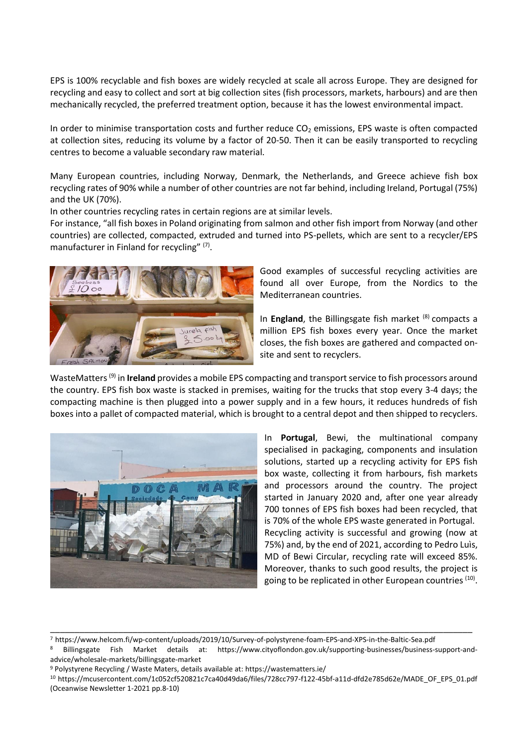EPS is 100% recyclable and fish boxes are widely recycled at scale all across Europe. They are designed for recycling and easy to collect and sort at big collection sites (fish processors, markets, harbours) and are then mechanically recycled, the preferred treatment option, because it has the lowest environmental impact.

In order to minimise transportation costs and further reduce $CO_2$ emissions, EPS waste is often compacted at collection sites, reducing its volume by a factor of 20-50. Then it can be easily transported to recycling centres to become a valuable secondary raw material.

Many European countries, including Norway, Denmark, the Netherlands, and Greece achieve fish box recycling rates of 90% while a number of other countries are not far behind, including Ireland, Portugal (75%) and the UK (70%).

In other countries recycling rates in certain regions are at similar levels.

For instance, "all fish boxes in Poland originating from salmon and other fish import from Norway (and other countries) are collected, compacted, extruded and turned into PS-pellets, which are sent to a recycler/EPS manufacturer in Finland for recycling" [(7)].

Good examples of successful recycling activities are found all over Europe, from the Nordics to the Mediterranean countries.

In **England**, the Billingsgate fish market [(8)] compacts a million EPS fish boxes every year. Once the market closes, the fish boxes are gathered and compacted on-site and sent to recyclers.

WasteMatters [(9)] in **Ireland** provides a mobile EPS compacting and transport service to fish processors around the country. EPS fish box waste is stacked in premises, waiting for the trucks that stop every 3-4 days; the compacting machine is then plugged into a power supply and in a few hours, it reduces hundreds of fish boxes into a pallet of compacted material, which is brought to a central depot and then shipped to recyclers.

In **Portugal**, Bewi, the multinational company specialised in packaging, components and insulation solutions, started up a recycling activity for EPS fish box waste, collecting it from harbours, fish markets and processors around the country. The project started in January 2020 and, after one year already 700 tonnes of EPS fish boxes had been recycled, that is 70% of the whole EPS waste generated in Portugal.

Recycling activity is successful and growing (now at 75%) and, by the end of 2021, according to Pedro Luìs, MD of Bewi Circular, recycling rate will exceed 85%. Moreover, thanks to such good results, the project is going to be replicated in other European countries [(10)].

---

[7] https://www.helcom.fi/wp-content/uploads/2019/10/Survey-of-polystyrene-foam-EPS-and-XPS-in-the-Baltic-Sea.pdf

[8] Billingsgate Fish Market details at: https://www.cityoflondon.gov.uk/supporting-businesses/business-support-and-advice/wholesale-markets/billingsgate-market

[9] Polystyrene Recycling / Waste Maters, details available at: https://wastematters.ie/

[10] https://mcusercontent.com/1c052cf520821c7ca40d49da6/files/728cc797-f122-45bf-a11d-dfd2e785d62e/MADE_OF_EPS_01.pdf (Oceanwise Newsletter 1-2021 pp.8-10)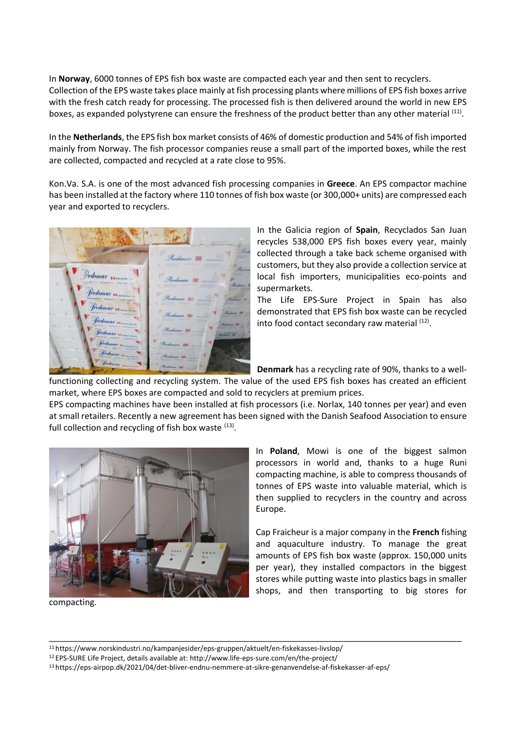In **Norway**, 6000 tonnes of EPS fish box waste are compacted each year and then sent to recyclers. Collection of the EPS waste takes place mainly at fish processing plants where millions of EPS fish boxes arrive with the fresh catch ready for processing. The processed fish is then delivered around the world in new EPS boxes, as expanded polystyrene can ensure the freshness of the product better than any other material [11].

In the **Netherlands**, the EPS fish box market consists of 46% of domestic production and 54% of fish imported mainly from Norway. The fish processor companies reuse a small part of the imported boxes, while the rest are collected, compacted and recycled at a rate close to 95%.

Kon.Va. S.A. is one of the most advanced fish processing companies in **Greece**. An EPS compactor machine has been installed at the factory where 110 tonnes of fish box waste (or 300,000+ units) are compressed each year and exported to recyclers.

In the Galicia region of **Spain**, Recyclados San Juan recycles 538,000 EPS fish boxes every year, mainly collected through a take back scheme organised with customers, but they also provide a collection service at local fish importers, municipalities eco-points and supermarkets.

The Life EPS-Sure Project in Spain has also demonstrated that EPS fish box waste can be recycled into food contact secondary raw material [12].

**Denmark** has a recycling rate of 90%, thanks to a well-functioning collecting and recycling system. The value of the used EPS fish boxes has created an efficient market, where EPS boxes are compacted and sold to recyclers at premium prices.

EPS compacting machines have been installed at fish processors (i.e. Norlax, 140 tonnes per year) and even at small retailers. Recently a new agreement has been signed with the Danish Seafood Association to ensure full collection and recycling of fish box waste [13].

In **Poland**, Mowi is one of the biggest salmon processors in world and, thanks to a huge Runi compacting machine, is able to compress thousands of tonnes of EPS waste into valuable material, which is then supplied to recyclers in the country and across Europe.

Cap Fraicheur is a major company in the **French** fishing and aquaculture industry. To manage the great amounts of EPS fish box waste (approx. 150,000 units per year), they installed compactors in the biggest stores while putting waste into plastics bags in smaller shops, and then transporting to big stores for compacting.

---

[11] https://www.norskindustri.no/kampanjesider/eps-gruppen/aktuelt/en-fiskekasses-livslop/

[12] EPS-SURE Life Project, details available at: http://www.life-eps-sure.com/en/the-project/

[13] https://eps-airpop.dk/2021/04/det-bliver-endnu-nemmere-at-sikre-genanvendelse-af-fiskekasser-af-eps/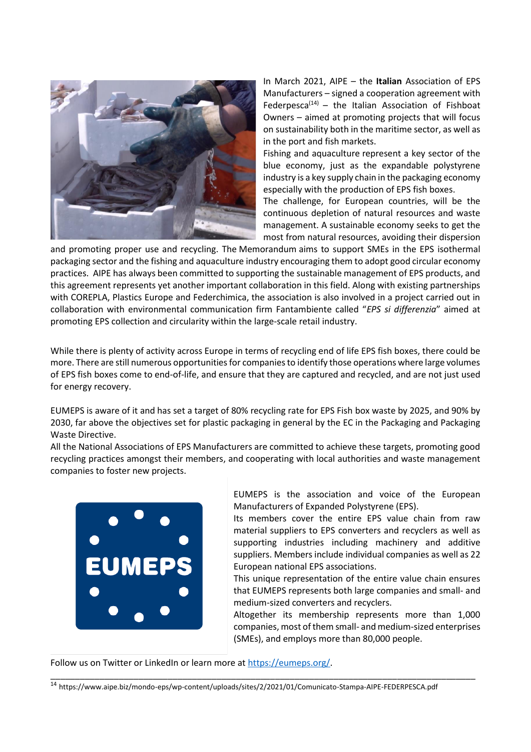In March 2021, AIPE – the **Italian** Association of EPS Manufacturers – signed a cooperation agreement with Federpesca[14] – the Italian Association of Fishboat Owners – aimed at promoting projects that will focus on sustainability both in the maritime sector, as well as in the port and fish markets.

Fishing and aquaculture represent a key sector of the blue economy, just as the expandable polystyrene industry is a key supply chain in the packaging economy especially with the production of EPS fish boxes.

The challenge, for European countries, will be the continuous depletion of natural resources and waste management. A sustainable economy seeks to get the most from natural resources, avoiding their dispersion and promoting proper use and recycling. The Memorandum aims to support SMEs in the EPS isothermal packaging sector and the fishing and aquaculture industry encouraging them to adopt good circular economy practices. AIPE has always been committed to supporting the sustainable management of EPS products, and this agreement represents yet another important collaboration in this field. Along with existing partnerships with COREPLA, Plastics Europe and Federchimica, the association is also involved in a project carried out in collaboration with environmental communication firm Fantambiente called "*EPS si differenzia*" aimed at promoting EPS collection and circularity within the large-scale retail industry.

While there is plenty of activity across Europe in terms of recycling end of life EPS fish boxes, there could be more. There are still numerous opportunities for companies to identify those operations where large volumes of EPS fish boxes come to end-of-life, and ensure that they are captured and recycled, and are not just used for energy recovery.

EUMEPS is aware of it and has set a target of 80% recycling rate for EPS Fish box waste by 2025, and 90% by 2030, far above the objectives set for plastic packaging in general by the EC in the Packaging and Packaging Waste Directive.

All the National Associations of EPS Manufacturers are committed to achieve these targets, promoting good recycling practices amongst their members, and cooperating with local authorities and waste management companies to foster new projects.

EUMEPS

EUMEPS is the association and voice of the European Manufacturers of Expanded Polystyrene (EPS).

Its members cover the entire EPS value chain from raw material suppliers to EPS converters and recyclers as well as supporting industries including machinery and additive suppliers. Members include individual companies as well as 22 European national EPS associations.

This unique representation of the entire value chain ensures that EUMEPS represents both large companies and small- and medium-sized converters and recyclers.

Altogether its membership represents more than 1,000 companies, most of them small- and medium-sized enterprises (SMEs), and employs more than 80,000 people.

Follow us on Twitter or LinkedIn or learn more at https://eumeps.org/.

---

[14] https://www.aipe.biz/mondo-eps/wp-content/uploads/sites/2/2021/01/Comunicato-Stampa-AIPE-FEDERPESCA.pdf